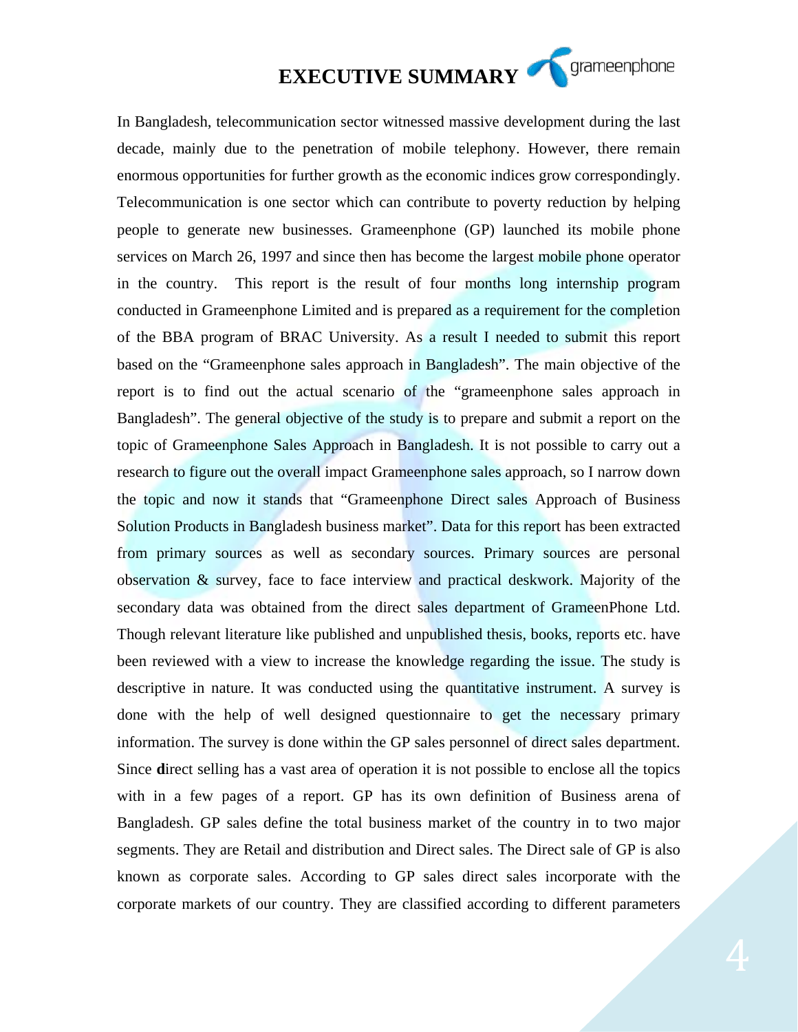# EXECUTIVE SUMMARY

In Bangladesh, telecommunication sector witnessed massive development during the last decade, mainly due to the penetration of mobile telephony. However, there remain enormous opportunities for further growth as the economic indices grow correspondingly. Telecommunication is one sector which can contribute to poverty reduction by helping people to generate new businesses. Grameenphone (GP) launched its mobile phone services on March 26, 1997 and since then has become the largest mobile phone operator in the country. This report is the result of four months long internship program conducted in Grameenphone Limited and is prepared as a requirement for the completion of the BBA program of BRAC University. As a result I needed to submit this report based on the "Grameenphone sales approach in Bangladesh". The main objective of the report is to find out the actual scenario of the "grameenphone sales approach in Bangladesh". The general objective of the study is to prepare and submit a report on the topic of Grameenphone Sales Approach in Bangladesh. It is not possible to carry out a research to figure out the overall impact Grameenphone sales approach, so I narrow down the topic and now it stands that "Grameenphone Direct sales Approach of Business Solution Products in Bangladesh business market". Data for this report has been extracted from primary sources as well as secondary sources. Primary sources are personal observation & survey, face to face interview and practical deskwork. Majority of the secondary data was obtained from the direct sales department of GrameenPhone Ltd. Though relevant literature like published and unpublished thesis, books, reports etc. have been reviewed with a view to increase the knowledge regarding the issue. The study is descriptive in nature. It was conducted using the quantitative instrument. A survey is done with the help of well designed questionnaire to get the necessary primary information. The survey is done within the GP sales personnel of direct sales department. Since **d**irect selling has a vast area of operation it is not possible to enclose all the topics with in a few pages of a report. GP has its own definition of Business arena of Bangladesh. GP sales define the total business market of the country in to two major segments. They are Retail and distribution and Direct sales. The Direct sale of GP is also known as corporate sales. According to GP sales direct sales incorporate with the corporate markets of our country. They are classified according to different parameters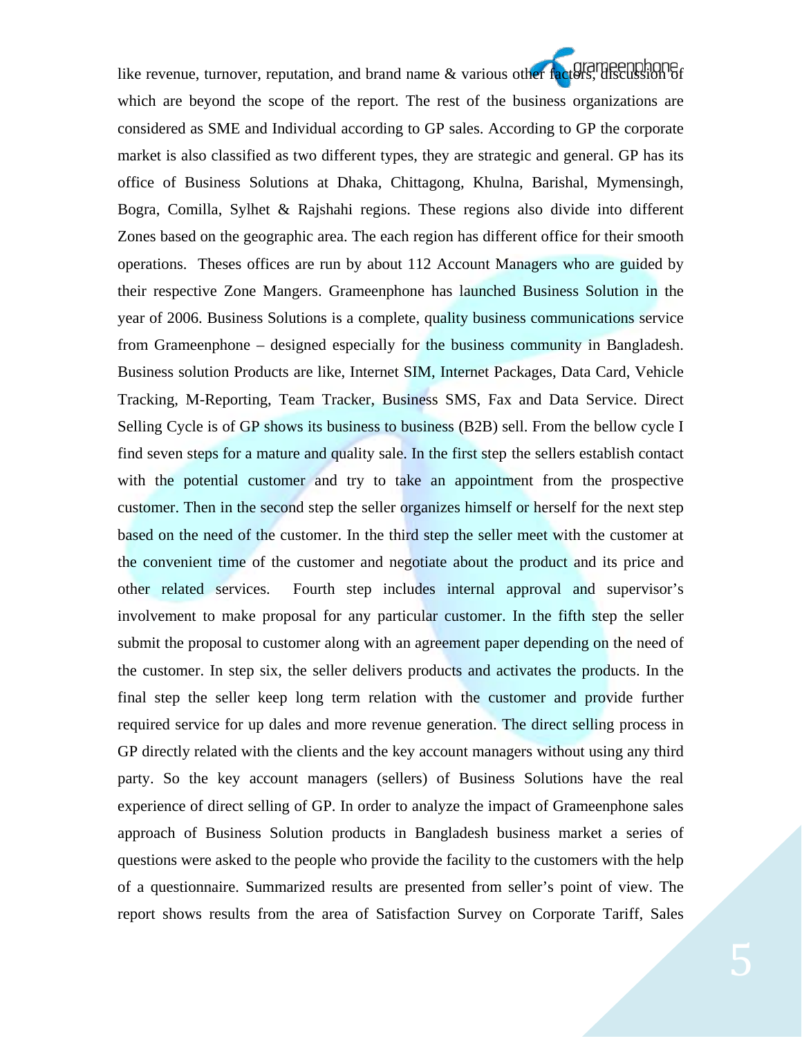like revenue, turnover, reputation, and brand name & various other factors, discussion of which are beyond the scope of the report. The rest of the business organizations are considered as SME and Individual according to GP sales. According to GP the corporate market is also classified as two different types, they are strategic and general. GP has its office of Business Solutions at Dhaka, Chittagong, Khulna, Barishal, Mymensingh, Bogra, Comilla, Sylhet & Rajshahi regions. These regions also divide into different Zones based on the geographic area. The each region has different office for their smooth operations. Theses offices are run by about 112 Account Managers who are guided by their respective Zone Mangers. Grameenphone has launched Business Solution in the year of 2006. Business Solutions is a complete, quality business communications service from Grameenphone – designed especially for the business community in Bangladesh. Business solution Products are like, Internet SIM, Internet Packages, Data Card, Vehicle Tracking, M-Reporting, Team Tracker, Business SMS, Fax and Data Service. Direct Selling Cycle is of GP shows its business to business (B2B) sell. From the bellow cycle I find seven steps for a mature and quality sale. In the first step the sellers establish contact with the potential customer and try to take an appointment from the prospective customer. Then in the second step the seller organizes himself or herself for the next step based on the need of the customer. In the third step the seller meet with the customer at the convenient time of the customer and negotiate about the product and its price and other related services. Fourth step includes internal approval and supervisor's involvement to make proposal for any particular customer. In the fifth step the seller submit the proposal to customer along with an agreement paper depending on the need of the customer. In step six, the seller delivers products and activates the products. In the final step the seller keep long term relation with the customer and provide further required service for up dales and more revenue generation. The direct selling process in GP directly related with the clients and the key account managers without using any third party. So the key account managers (sellers) of Business Solutions have the real experience of direct selling of GP. In order to analyze the impact of Grameenphone sales approach of Business Solution products in Bangladesh business market a series of questions were asked to the people who provide the facility to the customers with the help of a questionnaire. Summarized results are presented from seller's point of view. The report shows results from the area of Satisfaction Survey on Corporate Tariff, Sales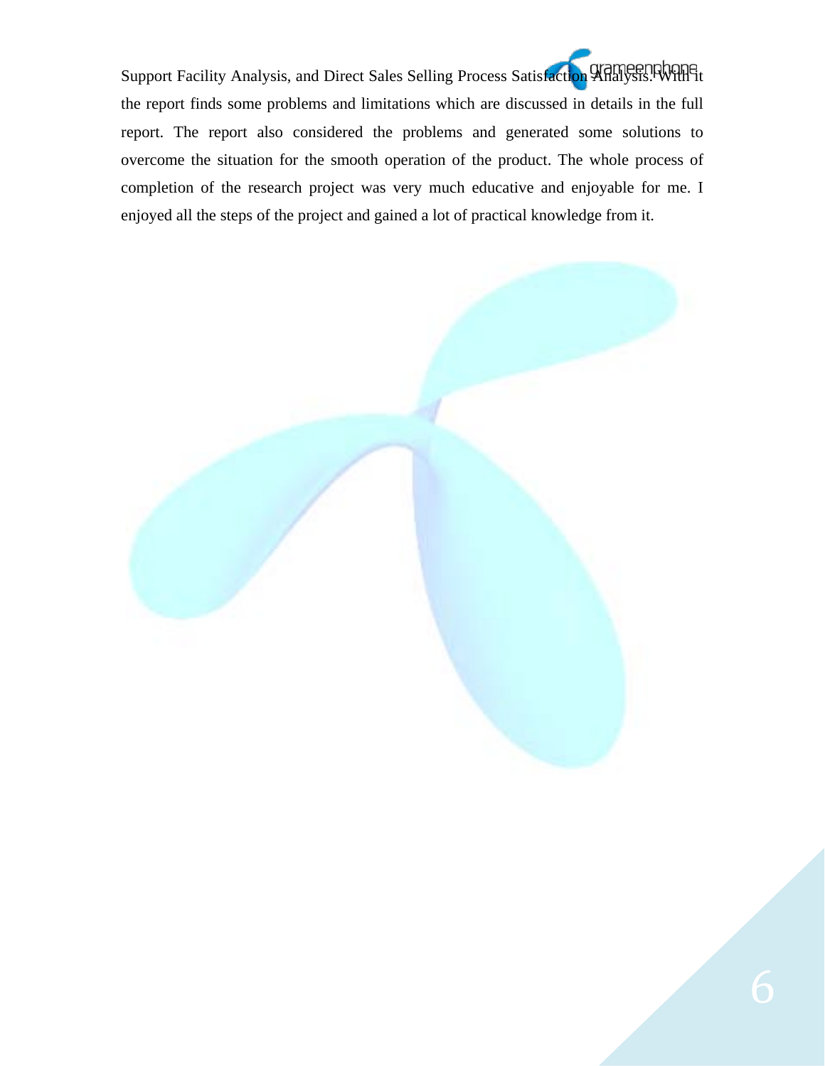Support Facility Analysis, and Direct Sales Selling Process Satisfaction Analysis. With it the report finds some problems and limitations which are discussed in details in the full report. The report also considered the problems and generated some solutions to overcome the situation for the smooth operation of the product. The whole process of completion of the research project was very much educative and enjoyable for me. I enjoyed all the steps of the project and gained a lot of practical knowledge from it.